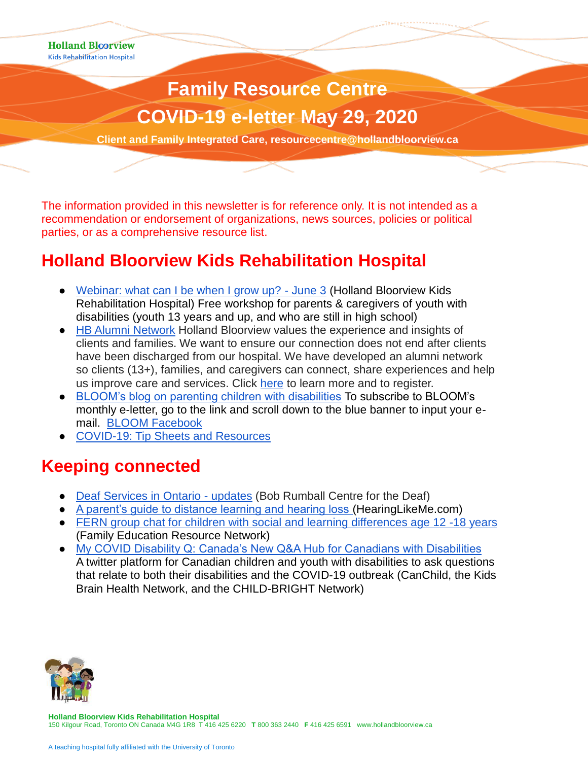Holland Bloorview
Kids Rehabilitation Hospital

# Family Resource Centre

# COVID-19 e-letter May 29, 2020

**Client and Family Integrated Care, resourcecentre@hollandbloorview.ca**

The information provided in this newsletter is for reference only. It is not intended as a recommendation or endorsement of organizations, news sources, policies or political parties, or as a comprehensive resource list.

## Holland Bloorview Kids Rehabilitation Hospital

- Webinar: what can I be when I grow up? - June 3 (Holland Bloorview Kids Rehabilitation Hospital) Free workshop for parents & caregivers of youth with disabilities (youth 13 years and up, and who are still in high school)
- HB Alumni Network Holland Bloorview values the experience and insights of clients and families. We want to ensure our connection does not end after clients have been discharged from our hospital. We have developed an alumni network so clients (13+), families, and caregivers can connect, share experiences and help us improve care and services. Click here to learn more and to register.
- BLOOM's blog on parenting children with disabilities To subscribe to BLOOM's monthly e-letter, go to the link and scroll down to the blue banner to input your e-mail. BLOOM Facebook
- COVID-19: Tip Sheets and Resources

## Keeping connected

- Deaf Services in Ontario - updates (Bob Rumball Centre for the Deaf)
- A parent's guide to distance learning and hearing loss (HearingLikeMe.com)
- FERN group chat for children with social and learning differences age 12 -18 years (Family Education Resource Network)
- My COVID Disability Q: Canada's New Q&A Hub for Canadians with Disabilities A twitter platform for Canadian children and youth with disabilities to ask questions that relate to both their disabilities and the COVID-19 outbreak (CanChild, the Kids Brain Health Network, and the CHILD-BRIGHT Network)

**Holland Bloorview Kids Rehabilitation Hospital**
150 Kilgour Road, Toronto ON Canada M4G 1R8 T 416 425 6220 **T** 800 363 2440 **F** 416 425 6591 www.hollandbloorview.ca

A teaching hospital fully affiliated with the University of Toronto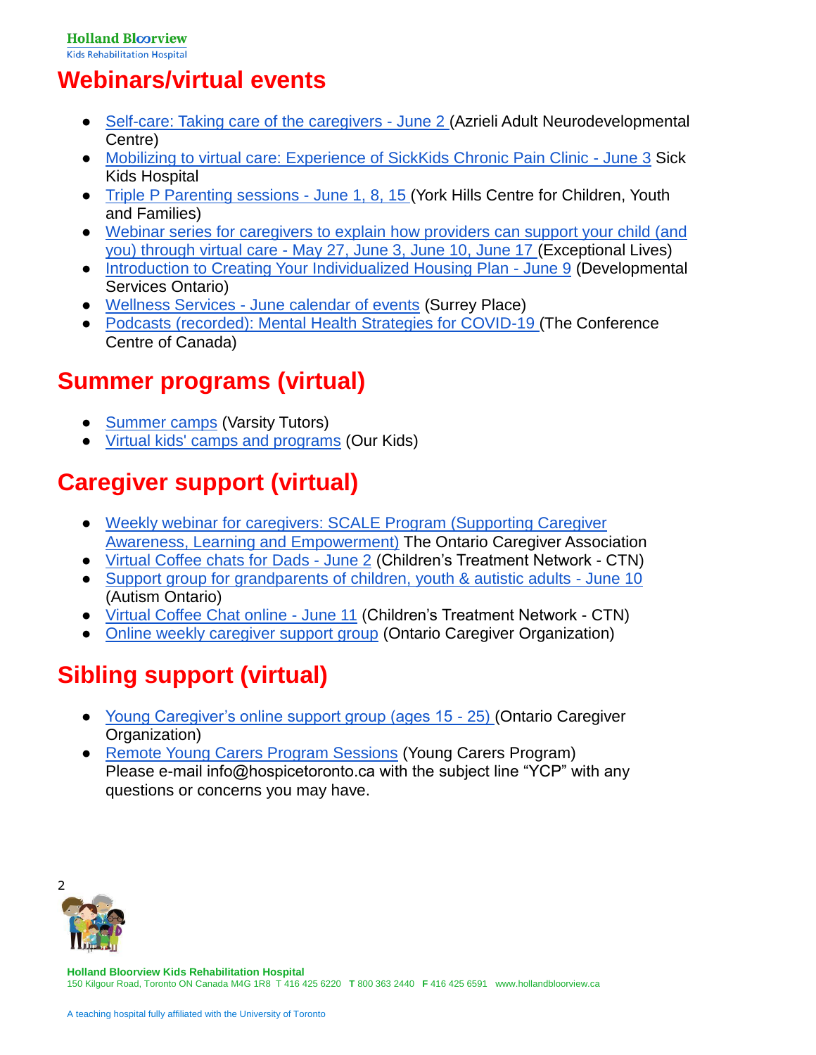# Webinars/virtual events

- Self-care: Taking care of the caregivers - June 2 (Azrieli Adult Neurodevelopmental Centre)
- Mobilizing to virtual care: Experience of SickKids Chronic Pain Clinic - June 3 Sick Kids Hospital
- Triple P Parenting sessions - June 1, 8, 15 (York Hills Centre for Children, Youth and Families)
- Webinar series for caregivers to explain how providers can support your child (and you) through virtual care - May 27, June 3, June 10, June 17 (Exceptional Lives)
- Introduction to Creating Your Individualized Housing Plan - June 9 (Developmental Services Ontario)
- Wellness Services - June calendar of events (Surrey Place)
- Podcasts (recorded): Mental Health Strategies for COVID-19 (The Conference Centre of Canada)

# Summer programs (virtual)

- Summer camps (Varsity Tutors)
- Virtual kids' camps and programs (Our Kids)

# Caregiver support (virtual)

- Weekly webinar for caregivers: SCALE Program (Supporting Caregiver Awareness, Learning and Empowerment) The Ontario Caregiver Association
- Virtual Coffee chats for Dads - June 2 (Children's Treatment Network - CTN)
- Support group for grandparents of children, youth & autistic adults - June 10 (Autism Ontario)
- Virtual Coffee Chat online - June 11 (Children's Treatment Network - CTN)
- Online weekly caregiver support group (Ontario Caregiver Organization)

# Sibling support (virtual)

- Young Caregiver's online support group (ages 15 - 25) (Ontario Caregiver Organization)
- Remote Young Carers Program Sessions (Young Carers Program)
  Please e-mail info@hospicetoronto.ca with the subject line "YCP" with any questions or concerns you may have.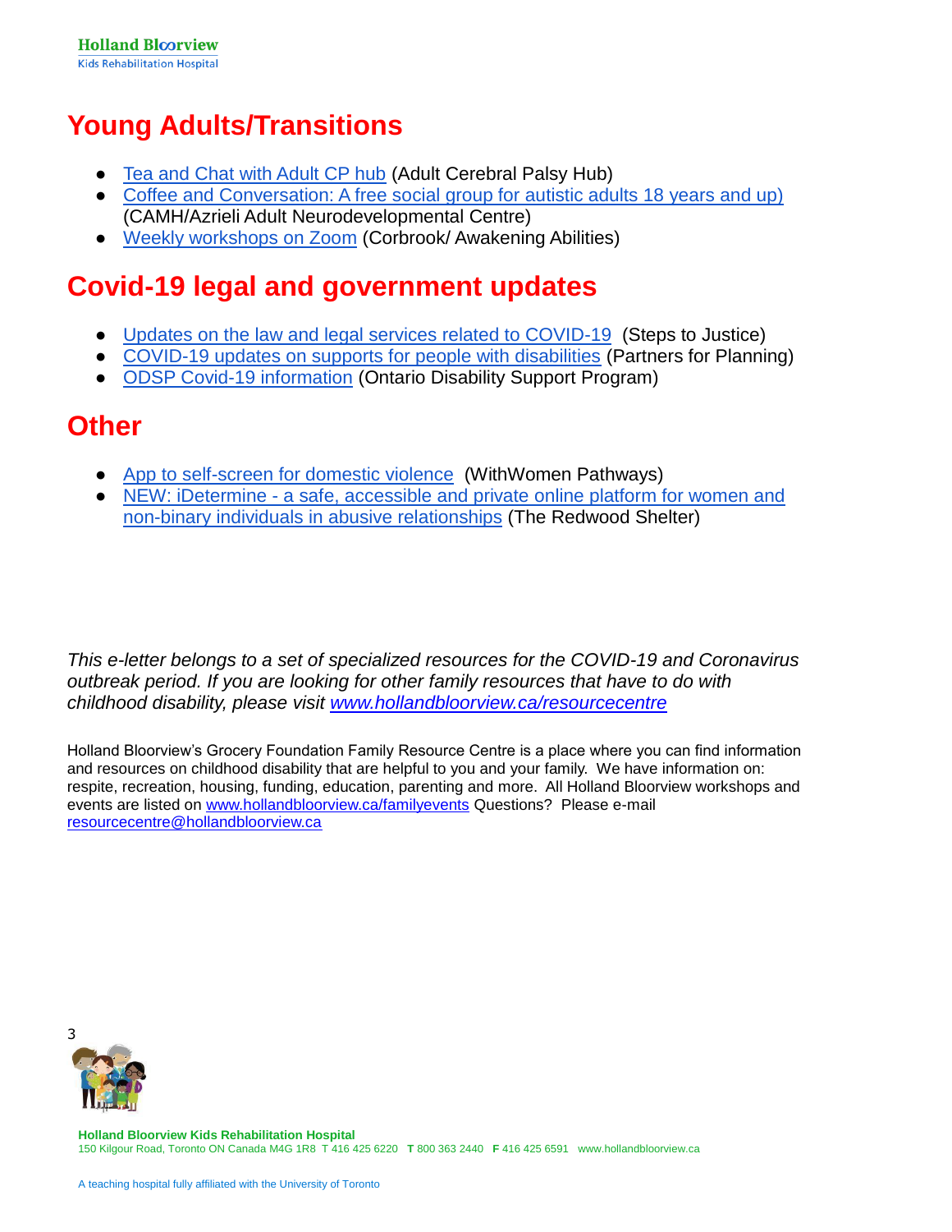## Young Adults/Transitions

- Tea and Chat with Adult CP hub (Adult Cerebral Palsy Hub)
- Coffee and Conversation: A free social group for autistic adults 18 years and up) (CAMH/Azrieli Adult Neurodevelopmental Centre)
- Weekly workshops on Zoom (Corbrook/ Awakening Abilities)

## Covid-19 legal and government updates

- Updates on the law and legal services related to COVID-19 (Steps to Justice)
- COVID-19 updates on supports for people with disabilities (Partners for Planning)
- ODSP Covid-19 information (Ontario Disability Support Program)

## Other

- App to self-screen for domestic violence (WithWomen Pathways)
- NEW: iDetermine - a safe, accessible and private online platform for women and non-binary individuals in abusive relationships (The Redwood Shelter)

*This e-letter belongs to a set of specialized resources for the COVID-19 and Coronavirus outbreak period. If you are looking for other family resources that have to do with childhood disability, please visit www.hollandbloorview.ca/resourcecentre*

Holland Bloorview's Grocery Foundation Family Resource Centre is a place where you can find information and resources on childhood disability that are helpful to you and your family. We have information on: respite, recreation, housing, funding, education, parenting and more. All Holland Bloorview workshops and events are listed on www.hollandbloorview.ca/familyevents Questions? Please e-mail resourcecentre@hollandbloorview.ca